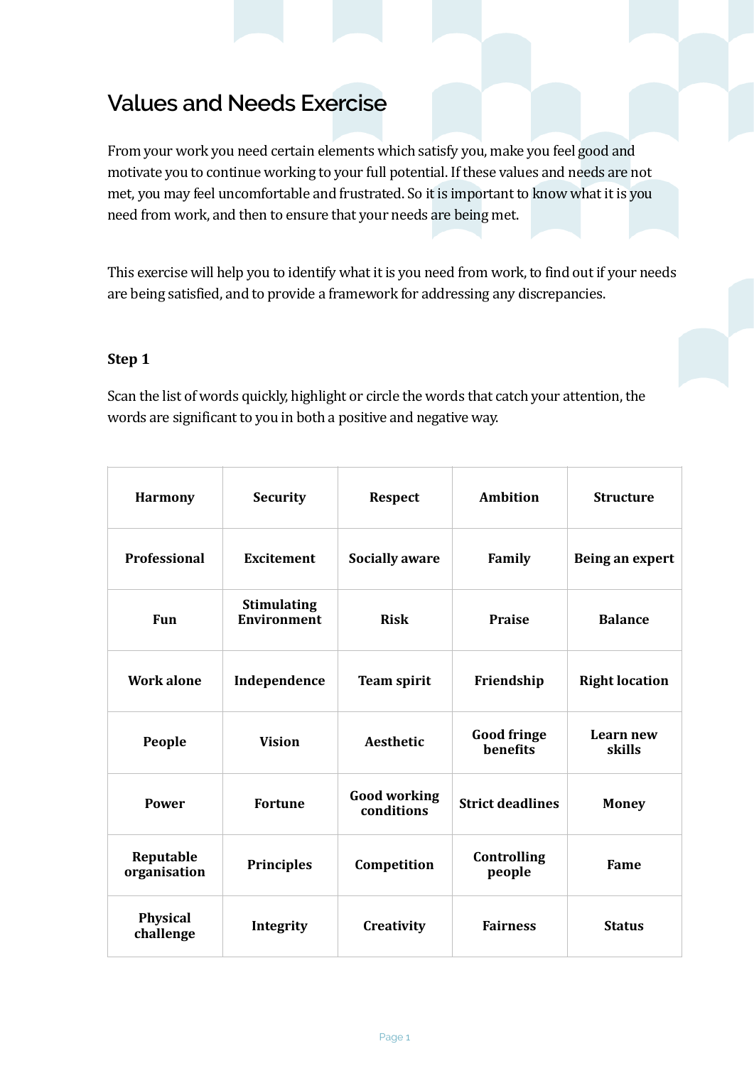# Values and Needs Exercise

From your work you need certain elements which satisfy you, make you feel good and motivate you to continue working to your full potential. If these values and needs are not met, you may feel uncomfortable and frustrated. So it is important to know what it is you need from work, and then to ensure that your needs are being met.

This exercise will help you to identify what it is you need from work, to find out if your needs are being satisfied, and to provide a framework for addressing any discrepancies.

### Step 1

Scan the list of words quickly, highlight or circle the words that catch your attention, the words are significant to you in both a positive and negative way.

| | | | | |
|---|---|---|---|---|
| **Harmony** | **Security** | **Respect** | **Ambition** | **Structure** |
| **Professional** | **Excitement** | **Socially aware** | **Family** | **Being an expert** |
| **Fun** | **Stimulating Environment** | **Risk** | **Praise** | **Balance** |
| **Work alone** | **Independence** | **Team spirit** | **Friendship** | **Right location** |
| **People** | **Vision** | **Aesthetic** | **Good fringe benefits** | **Learn new skills** |
| **Power** | **Fortune** | **Good working conditions** | **Strict deadlines** | **Money** |
| **Reputable organisation** | **Principles** | **Competition** | **Controlling people** | **Fame** |
| **Physical challenge** | **Integrity** | **Creativity** | **Fairness** | **Status** |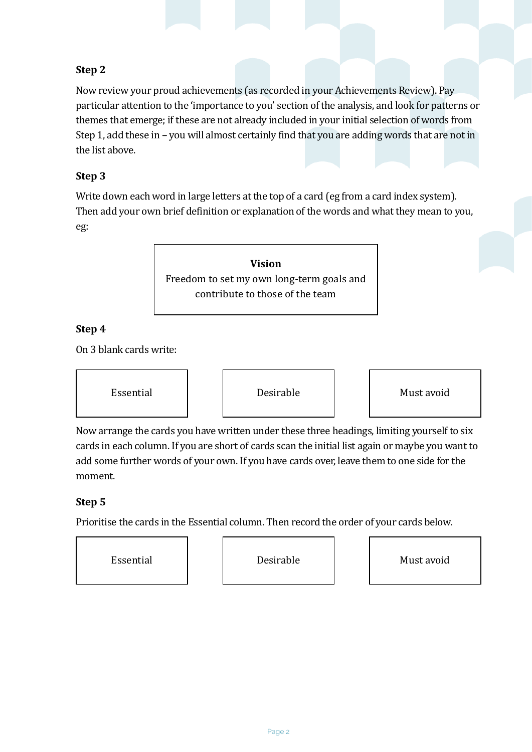### Step 2

Now review your proud achievements (as recorded in your Achievements Review). Pay particular attention to the 'importance to you' section of the analysis, and look for patterns or themes that emerge; if these are not already included in your initial selection of words from Step 1, add these in – you will almost certainly find that you are adding words that are not in the list above.

### Step 3

Write down each word in large letters at the top of a card (eg from a card index system). Then add your own brief definition or explanation of the words and what they mean to you, eg:

**Vision**
Freedom to set my own long-term goals and contribute to those of the team

### Step 4

On 3 blank cards write:

| Essential | Desirable | Must avoid |
|---|---|---|

Now arrange the cards you have written under these three headings, limiting yourself to six cards in each column. If you are short of cards scan the initial list again or maybe you want to add some further words of your own. If you have cards over, leave them to one side for the moment.

### Step 5

Prioritise the cards in the Essential column. Then record the order of your cards below.

| Essential | Desirable | Must avoid |
|---|---|---|